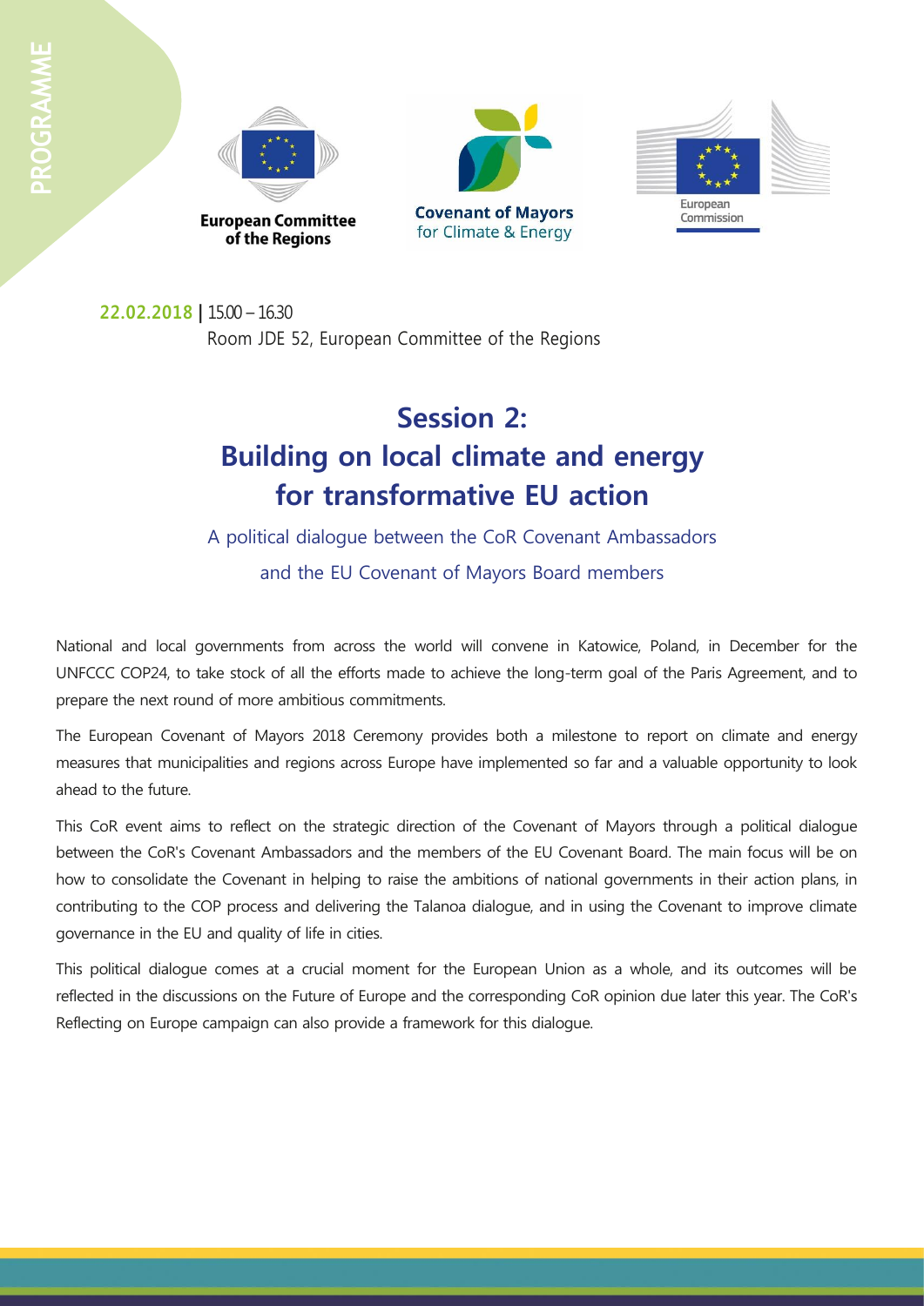PROGRAMME

European Committee of the Regions

Covenant of Mayors for Climate & Energy

European Commission

**22.02.2018** | 15.00 – 16.30

Room JDE 52, European Committee of the Regions

# Session 2: Building on local climate and energy for transformative EU action

## A political dialogue between the CoR Covenant Ambassadors and the EU Covenant of Mayors Board members

National and local governments from across the world will convene in Katowice, Poland, in December for the UNFCCC COP24, to take stock of all the efforts made to achieve the long-term goal of the Paris Agreement, and to prepare the next round of more ambitious commitments.

The European Covenant of Mayors 2018 Ceremony provides both a milestone to report on climate and energy measures that municipalities and regions across Europe have implemented so far and a valuable opportunity to look ahead to the future.

This CoR event aims to reflect on the strategic direction of the Covenant of Mayors through a political dialogue between the CoR's Covenant Ambassadors and the members of the EU Covenant Board. The main focus will be on how to consolidate the Covenant in helping to raise the ambitions of national governments in their action plans, in contributing to the COP process and delivering the Talanoa dialogue, and in using the Covenant to improve climate governance in the EU and quality of life in cities.

This political dialogue comes at a crucial moment for the European Union as a whole, and its outcomes will be reflected in the discussions on the Future of Europe and the corresponding CoR opinion due later this year. The CoR's Reflecting on Europe campaign can also provide a framework for this dialogue.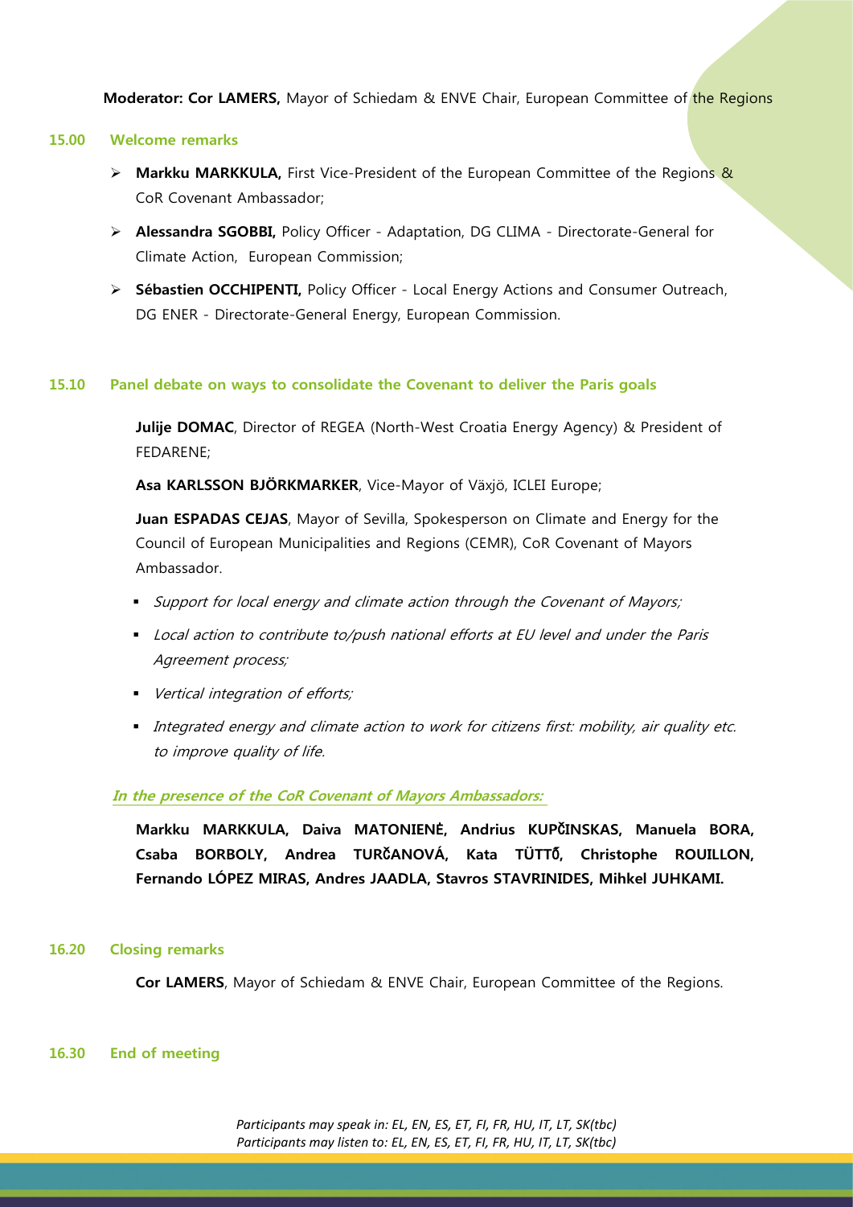**Moderator: Cor LAMERS,** Mayor of Schiedam & ENVE Chair, European Committee of the Regions

**15.00 Welcome remarks**

- **Markku MARKKULA,** First Vice-President of the European Committee of the Regions & CoR Covenant Ambassador;
- **Alessandra SGOBBI,** Policy Officer - Adaptation, DG CLIMA - Directorate-General for Climate Action, European Commission;
- **Sébastien OCCHIPENTI,** Policy Officer - Local Energy Actions and Consumer Outreach, DG ENER - Directorate-General Energy, European Commission.

**15.10 Panel debate on ways to consolidate the Covenant to deliver the Paris goals**

**Julije DOMAC**, Director of REGEA (North-West Croatia Energy Agency) & President of FEDARENE;

**Asa KARLSSON BJÖRKMARKER**, Vice-Mayor of Växjö, ICLEI Europe;

**Juan ESPADAS CEJAS**, Mayor of Sevilla, Spokesperson on Climate and Energy for the Council of European Municipalities and Regions (CEMR), CoR Covenant of Mayors Ambassador.

- *Support for local energy and climate action through the Covenant of Mayors;*
- *Local action to contribute to/push national efforts at EU level and under the Paris Agreement process;*
- *Vertical integration of efforts;*
- *Integrated energy and climate action to work for citizens first: mobility, air quality etc. to improve quality of life.*

***In the presence of the CoR Covenant of Mayors Ambassadors:***

**Markku MARKKULA, Daiva MATONIENĖ, Andrius KUPČINSKAS, Manuela BORA, Csaba BORBOLY, Andrea TURČANOVÁ, Kata TÜTTŐ, Christophe ROUILLON, Fernando LÓPEZ MIRAS, Andres JAADLA, Stavros STAVRINIDES, Mihkel JUHKAMI.**

**16.20 Closing remarks**

**Cor LAMERS**, Mayor of Schiedam & ENVE Chair, European Committee of the Regions.

**16.30 End of meeting**

*Participants may speak in: EL, EN, ES, ET, FI, FR, HU, IT, LT, SK(tbc)*
*Participants may listen to: EL, EN, ES, ET, FI, FR, HU, IT, LT, SK(tbc)*